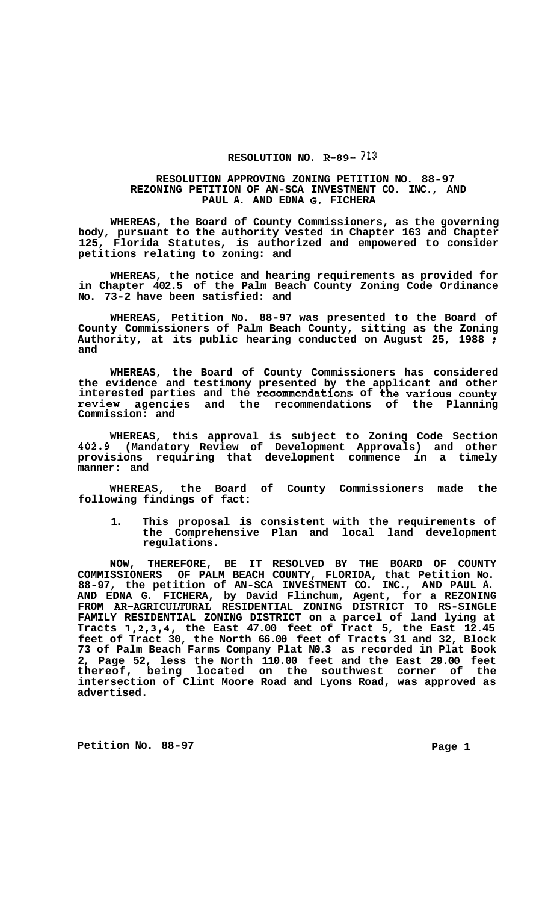# RESOLUTION NO. R-89- 713

## RESOLUTION APPROVING ZONING PETITION NO. 88-97 REZONING PETITION OF AN-SCA INVESTMENT CO. INC., AND PAUL A. AND EDNA G. FICHERA

**WHEREAS, the Board of County Commissioners, as the governing body, pursuant to the authority vested in Chapter 163 and Chapter 125, Florida Statutes, is authorized and empowered to consider petitions relating to zoning: and**

**WHEREAS, the notice and hearing requirements as provided for in Chapter 402.5 of the Palm Beach County Zoning Code Ordinance No. 73-2 have been satisfied: and**

**WHEREAS, Petition No. 88-97 was presented to the Board of County Commissioners of Palm Beach County, sitting as the Zoning Authority, at its public hearing conducted on August 25, 1988 ; and**

**WHEREAS, the Board of County Commissioners has considered the evidence and testimony presented by the applicant and other interested parties and the recommendations of the various county review agencies and the recommendations of the Planning Commission: and**

**WHEREAS, this approval is subject to Zoning Code Section 402.9 (Mandatory Review of Development Approvals) and other provisions requiring that development commence in a timely manner: and**

**WHEREAS, the Board of County Commissioners made the following findings of fact:**

1. **This proposal is consistent with the requirements of the Comprehensive Plan and local land development regulations.**

**NOW, THEREFORE, BE IT RESOLVED BY THE BOARD OF COUNTY COMMISSIONERS OF PALM BEACH COUNTY, FLORIDA, that Petition No. 88-97, the petition of AN-SCA INVESTMENT CO. INC., AND PAUL A. AND EDNA G. FICHERA, by David Flinchum, Agent, for a REZONING FROM AR-AGRICULTURAL RESIDENTIAL ZONING DISTRICT TO RS-SINGLE FAMILY RESIDENTIAL ZONING DISTRICT on a parcel of land lying at Tracts 1,2,3,4, the East 47.00 feet of Tract 5, the East 12.45 feet of Tract 30, the North 66.00 feet of Tracts 31 and 32, Block 73 of Palm Beach Farms Company Plat N0.3 as recorded in Plat Book 2, Page 52, less the North 110.00 feet and the East 29.00 feet thereof, being located on the southwest corner of the intersection of Clint Moore Road and Lyons Road, was approved as advertised.**

**Petition No. 88-97**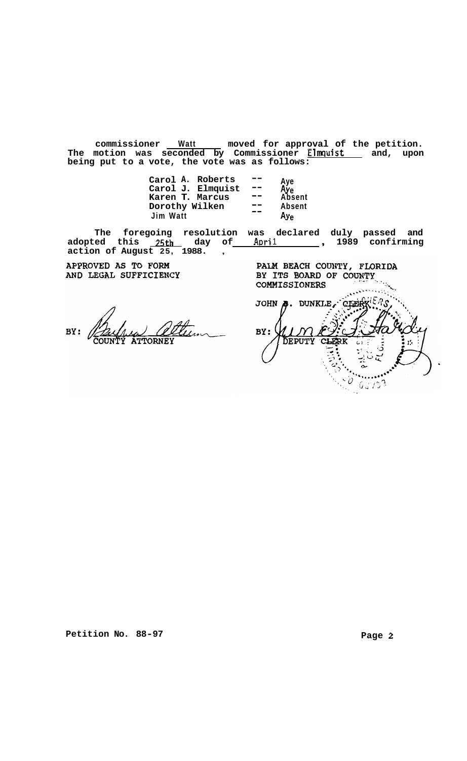Commissioner Watt moved for approval of the petition. The motion was seconded by Commissioner Elmquist and, upon being put to a vote, the vote was as follows:

| | | |
|---|---|---|
| Carol A. Roberts | -- | Aye |
| Carol J. Elmquist | -- | Aye |
| Karen T. Marcus | -- | Absent |
| Dorothy Wilken | -- | Absent |
| Jim Watt | -- | Aye |

The foregoing resolution was declared duly passed and adopted this 25th day of April, 1989 confirming action of August 25, 1988.

APPROVED AS TO FORM AND LEGAL SUFFICIENCY

BY: COUNTY ATTORNEY

PALM BEACH COUNTY, FLORIDA BY ITS BOARD OF COUNTY COMMISSIONERS

JOHN B. DUNKLE, CLERK

BY: DEPUTY CLERK

Petition No. 88-97